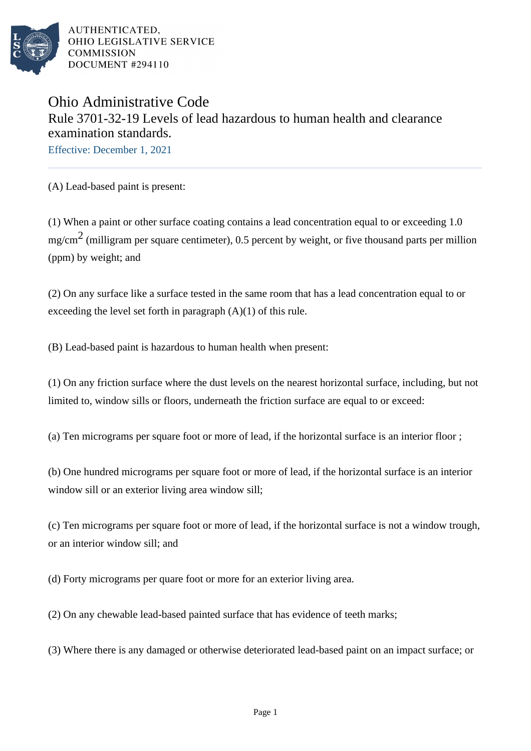AUTHENTICATED, OHIO LEGISLATIVE SERVICE COMMISSION DOCUMENT #294110

# Ohio Administrative Code

## Rule 3701-32-19 Levels of lead hazardous to human health and clearance examination standards.

Effective: December 1, 2021

(A) Lead-based paint is present:

(1) When a paint or other surface coating contains a lead concentration equal to or exceeding 1.0 $mg/cm^2$ (milligram per square centimeter), 0.5 percent by weight, or five thousand parts per million (ppm) by weight; and

(2) On any surface like a surface tested in the same room that has a lead concentration equal to or exceeding the level set forth in paragraph (A)(1) of this rule.

(B) Lead-based paint is hazardous to human health when present:

(1) On any friction surface where the dust levels on the nearest horizontal surface, including, but not limited to, window sills or floors, underneath the friction surface are equal to or exceed:

(a) Ten micrograms per square foot or more of lead, if the horizontal surface is an interior floor ;

(b) One hundred micrograms per square foot or more of lead, if the horizontal surface is an interior window sill or an exterior living area window sill;

(c) Ten micrograms per square foot or more of lead, if the horizontal surface is not a window trough, or an interior window sill; and

(d) Forty micrograms per quare foot or more for an exterior living area.

(2) On any chewable lead-based painted surface that has evidence of teeth marks;

(3) Where there is any damaged or otherwise deteriorated lead-based paint on an impact surface; or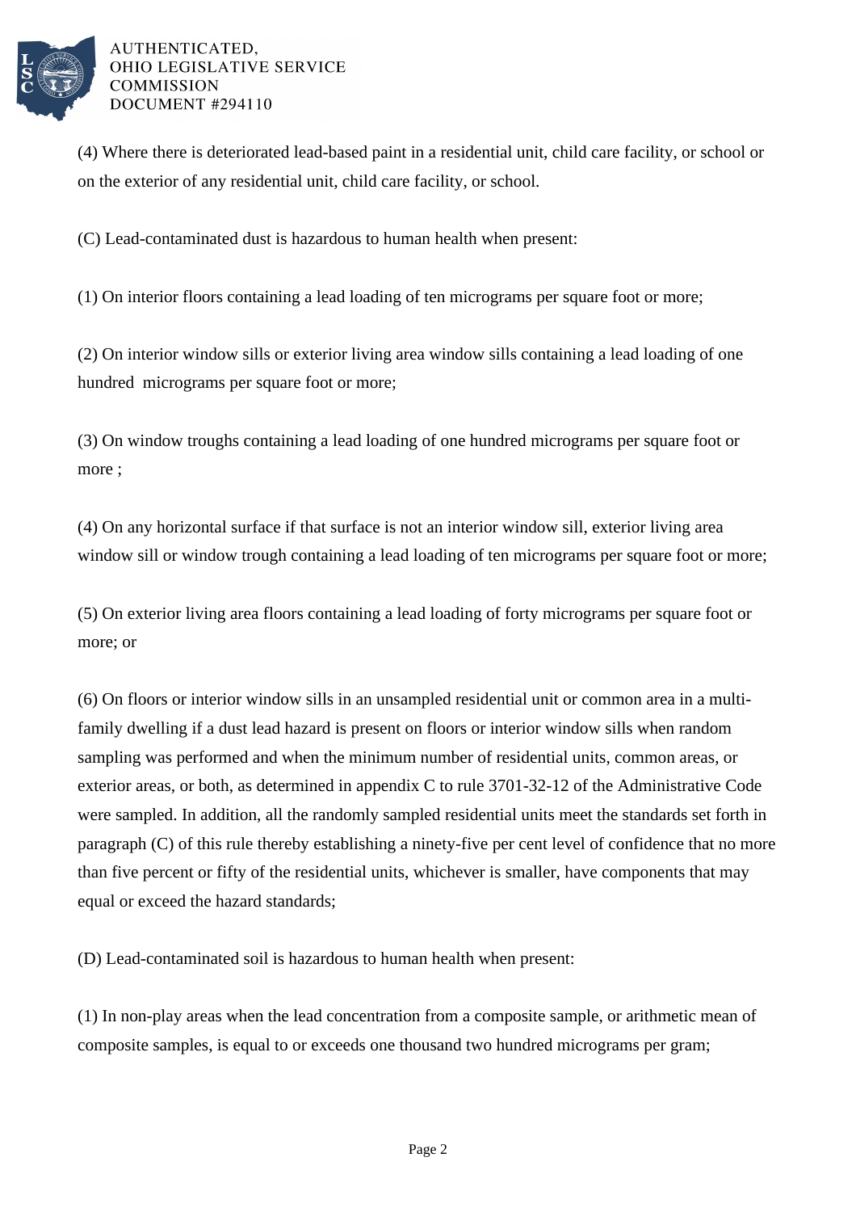(4) Where there is deteriorated lead-based paint in a residential unit, child care facility, or school or on the exterior of any residential unit, child care facility, or school.

(C) Lead-contaminated dust is hazardous to human health when present:

(1) On interior floors containing a lead loading of ten micrograms per square foot or more;

(2) On interior window sills or exterior living area window sills containing a lead loading of one hundred micrograms per square foot or more;

(3) On window troughs containing a lead loading of one hundred micrograms per square foot or more ;

(4) On any horizontal surface if that surface is not an interior window sill, exterior living area window sill or window trough containing a lead loading of ten micrograms per square foot or more;

(5) On exterior living area floors containing a lead loading of forty micrograms per square foot or more; or

(6) On floors or interior window sills in an unsampled residential unit or common area in a multi-family dwelling if a dust lead hazard is present on floors or interior window sills when random sampling was performed and when the minimum number of residential units, common areas, or exterior areas, or both, as determined in appendix C to rule 3701-32-12 of the Administrative Code were sampled. In addition, all the randomly sampled residential units meet the standards set forth in paragraph (C) of this rule thereby establishing a ninety-five per cent level of confidence that no more than five percent or fifty of the residential units, whichever is smaller, have components that may equal or exceed the hazard standards;

(D) Lead-contaminated soil is hazardous to human health when present:

(1) In non-play areas when the lead concentration from a composite sample, or arithmetic mean of composite samples, is equal to or exceeds one thousand two hundred micrograms per gram;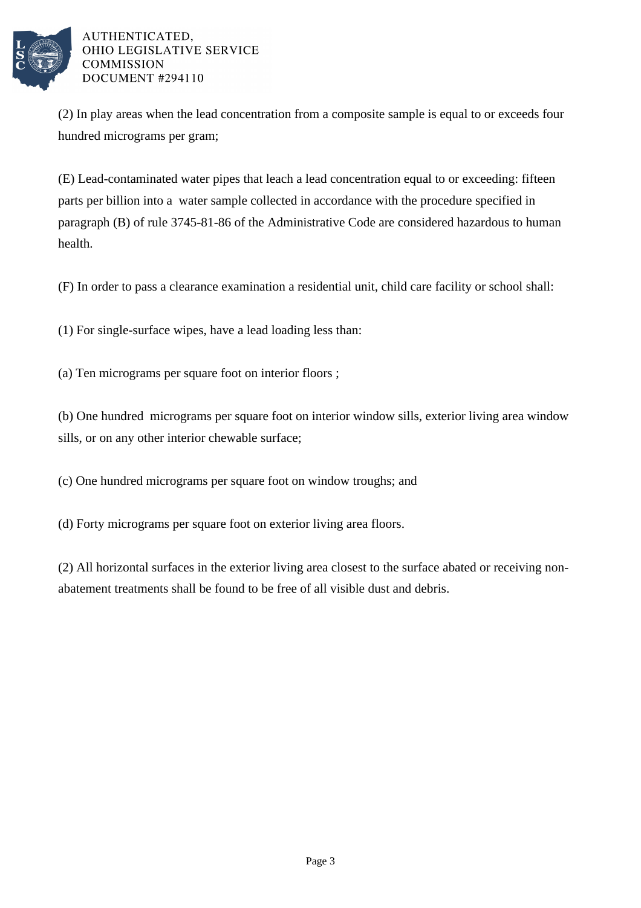(2) In play areas when the lead concentration from a composite sample is equal to or exceeds four hundred micrograms per gram;

(E) Lead-contaminated water pipes that leach a lead concentration equal to or exceeding: fifteen parts per billion into a water sample collected in accordance with the procedure specified in paragraph (B) of rule 3745-81-86 of the Administrative Code are considered hazardous to human health.

(F) In order to pass a clearance examination a residential unit, child care facility or school shall:

(1) For single-surface wipes, have a lead loading less than:

(a) Ten micrograms per square foot on interior floors ;

(b) One hundred micrograms per square foot on interior window sills, exterior living area window sills, or on any other interior chewable surface;

(c) One hundred micrograms per square foot on window troughs; and

(d) Forty micrograms per square foot on exterior living area floors.

(2) All horizontal surfaces in the exterior living area closest to the surface abated or receiving non-abatement treatments shall be found to be free of all visible dust and debris.